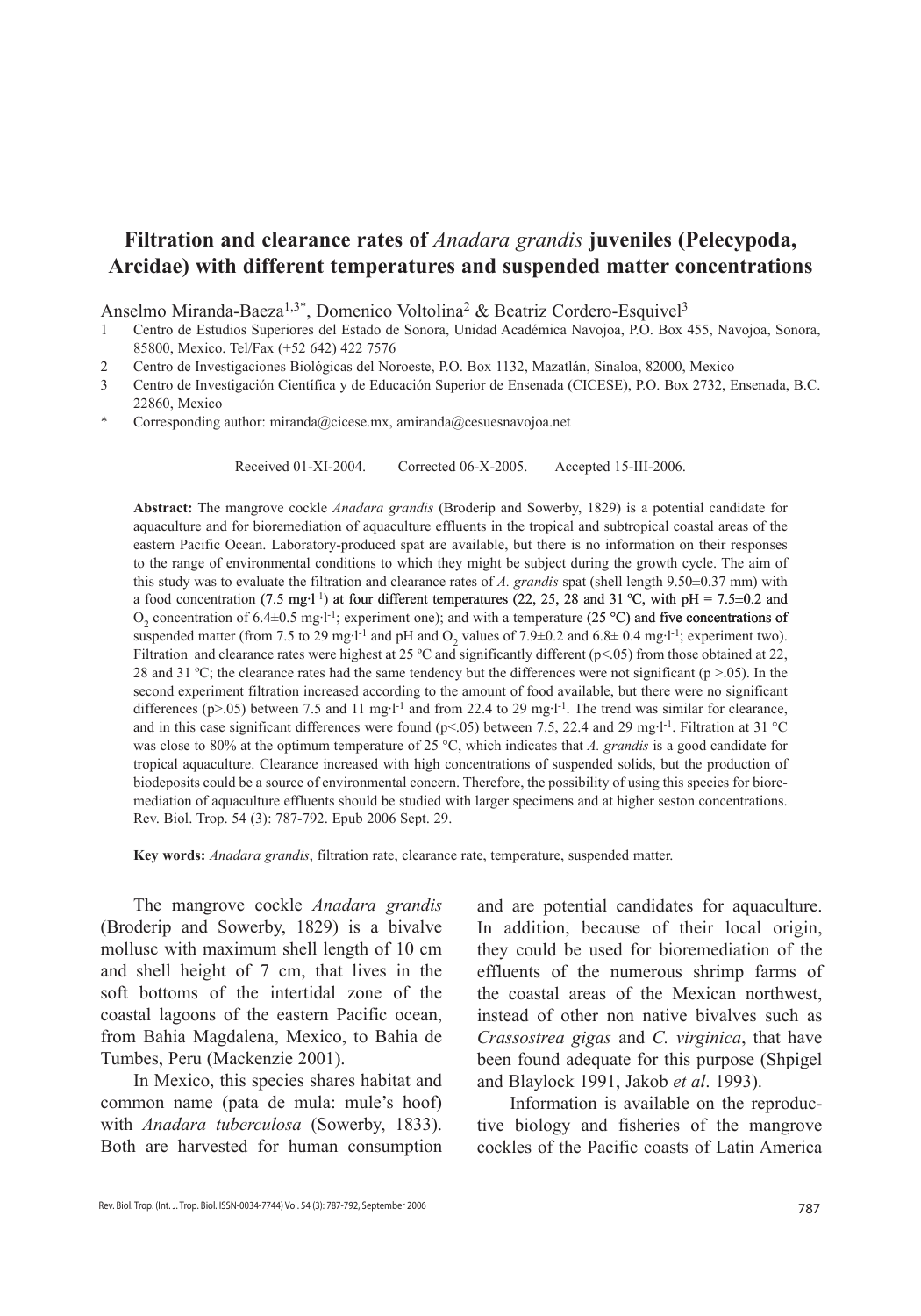# Filtration and clearance rates of *Anadara grandis* juveniles (Pelecypoda, Arcidae) with different temperatures and suspended matter concentrations

Anselmo Miranda-Baeza[1,3*], Domenico Voltolina[2] & Beatriz Cordero-Esquivel[3]

1. Centro de Estudios Superiores del Estado de Sonora, Unidad Académica Navojoa, P.O. Box 455, Navojoa, Sonora, 85800, Mexico. Tel/Fax (+52 642) 422 7576
2. Centro de Investigaciones Biológicas del Noroeste, P.O. Box 1132, Mazatlán, Sinaloa, 82000, Mexico
3. Centro de Investigación Científica y de Educación Superior de Ensenada (CICESE), P.O. Box 2732, Ensenada, B.C. 22860, Mexico

\* Corresponding author: miranda@cicese.mx, amiranda@cesuesnavojoa.net

Received 01-XI-2004. Corrected 06-X-2005. Accepted 15-III-2006.

**Abstract:** The mangrove cockle *Anadara grandis* (Broderip and Sowerby, 1829) is a potential candidate for aquaculture and for bioremediation of aquaculture effluents in the tropical and subtropical coastal areas of the eastern Pacific Ocean. Laboratory-produced spat are available, but there is no information on their responses to the range of environmental conditions to which they might be subject during the growth cycle. The aim of this study was to evaluate the filtration and clearance rates of *A. grandis* spat (shell length 9.50±0.37 mm) with a food concentration (7.5 $mg \cdot l^{-1}$) at four different temperatures (22, 25, 28 and 31 ºC, with pH = 7.5±0.2 and $O_2$ concentration of 6.4±0.5 $mg \cdot l^{-1}$; experiment one); and with a temperature (25 °C) and five concentrations of suspended matter (from 7.5 to 29 $mg \cdot l^{-1}$ and pH and $O_2$ values of 7.9±0.2 and 6.8± 0.4 $mg \cdot l^{-1}$; experiment two). Filtration and clearance rates were highest at 25 ºC and significantly different ($p<.05$) from those obtained at 22, 28 and 31 ºC; the clearance rates had the same tendency but the differences were not significant ($p >.05$). In the second experiment filtration increased according to the amount of food available, but there were no significant differences ($p>.05$) between 7.5 and 11 $mg \cdot l^{-1}$ and from 22.4 to 29 $mg \cdot l^{-1}$. The trend was similar for clearance, and in this case significant differences were found ($p<.05$) between 7.5, 22.4 and 29 $mg \cdot l^{-1}$. Filtration at 31 °C was close to 80% at the optimum temperature of 25 °C, which indicates that *A. grandis* is a good candidate for tropical aquaculture. Clearance increased with high concentrations of suspended solids, but the production of biodeposits could be a source of environmental concern. Therefore, the possibility of using this species for bioremediation of aquaculture effluents should be studied with larger specimens and at higher seston concentrations. Rev. Biol. Trop. 54 (3): 787-792. Epub 2006 Sept. 29.

**Key words:** *Anadara grandis*, filtration rate, clearance rate, temperature, suspended matter.

The mangrove cockle *Anadara grandis* (Broderip and Sowerby, 1829) is a bivalve mollusc with maximum shell length of 10 cm and shell height of 7 cm, that lives in the soft bottoms of the intertidal zone of the coastal lagoons of the eastern Pacific ocean, from Bahia Magdalena, Mexico, to Bahia de Tumbes, Peru (Mackenzie 2001).

In Mexico, this species shares habitat and common name (pata de mula: mule's hoof) with *Anadara tuberculosa* (Sowerby, 1833). Both are harvested for human consumption and are potential candidates for aquaculture. In addition, because of their local origin, they could be used for bioremediation of the effluents of the numerous shrimp farms of the coastal areas of the Mexican northwest, instead of other non native bivalves such as *Crassostrea gigas* and *C. virginica*, that have been found adequate for this purpose (Shpigel and Blaylock 1991, Jakob *et al*. 1993).

Information is available on the reproductive biology and fisheries of the mangrove cockles of the Pacific coasts of Latin America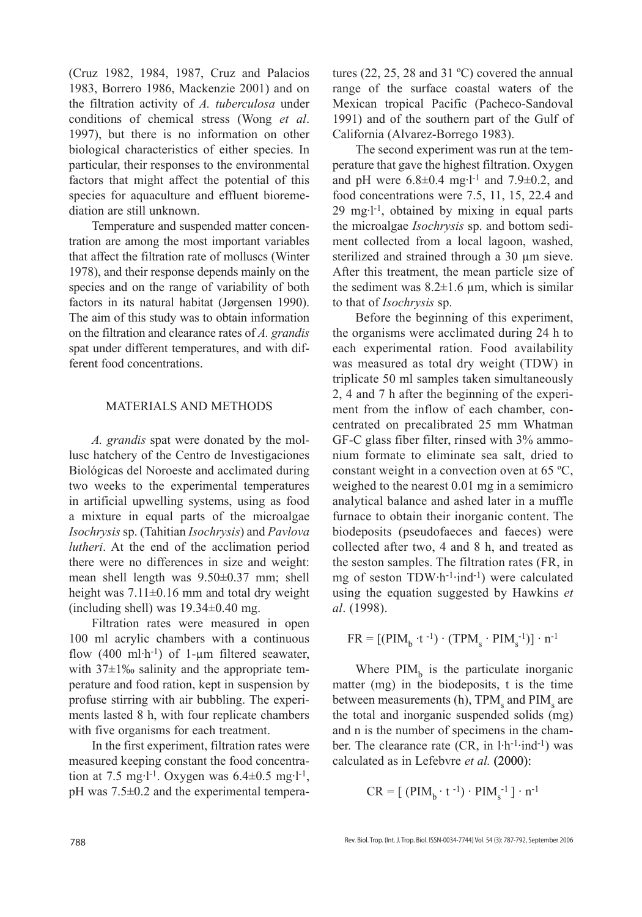(Cruz 1982, 1984, 1987, Cruz and Palacios 1983, Borrero 1986, Mackenzie 2001) and on the filtration activity of *A. tuberculosa* under conditions of chemical stress (Wong *et al*. 1997), but there is no information on other biological characteristics of either species. In particular, their responses to the environmental factors that might affect the potential of this species for aquaculture and effluent bioremediation are still unknown.

Temperature and suspended matter concentration are among the most important variables that affect the filtration rate of molluscs (Winter 1978), and their response depends mainly on the species and on the range of variability of both factors in its natural habitat (Jørgensen 1990). The aim of this study was to obtain information on the filtration and clearance rates of *A. grandis* spat under different temperatures, and with different food concentrations.

## MATERIALS AND METHODS

*A. grandis* spat were donated by the mollusc hatchery of the Centro de Investigaciones Biológicas del Noroeste and acclimated during two weeks to the experimental temperatures in artificial upwelling systems, using as food a mixture in equal parts of the microalgae *Isochrysis* sp. (Tahitian *Isochrysis*) and *Pavlova lutheri*. At the end of the acclimation period there were no differences in size and weight: mean shell length was 9.50±0.37 mm; shell height was 7.11±0.16 mm and total dry weight (including shell) was 19.34±0.40 mg.

Filtration rates were measured in open 100 ml acrylic chambers with a continuous flow (400 $ml \cdot h^{-1}$) of 1-µm filtered seawater, with 37±1‰ salinity and the appropriate temperature and food ration, kept in suspension by profuse stirring with air bubbling. The experiments lasted 8 h, with four replicate chambers with five organisms for each treatment.

In the first experiment, filtration rates were measured keeping constant the food concentration at 7.5 $mg \cdot l^{-1}$. Oxygen was 6.4±0.5 $mg \cdot l^{-1}$, pH was 7.5±0.2 and the experimental temperatures (22, 25, 28 and 31 ºC) covered the annual range of the surface coastal waters of the Mexican tropical Pacific (Pacheco-Sandoval 1991) and of the southern part of the Gulf of California (Alvarez-Borrego 1983).

The second experiment was run at the temperature that gave the highest filtration. Oxygen and pH were 6.8±0.4 $mg \cdot l^{-1}$ and 7.9±0.2, and food concentrations were 7.5, 11, 15, 22.4 and 29 $mg \cdot l^{-1}$, obtained by mixing in equal parts the microalgae *Isochrysis* sp. and bottom sediment collected from a local lagoon, washed, sterilized and strained through a 30 µm sieve. After this treatment, the mean particle size of the sediment was 8.2±1.6 µm, which is similar to that of *Isochrysis* sp.

Before the beginning of this experiment, the organisms were acclimated during 24 h to each experimental ration. Food availability was measured as total dry weight (TDW) in triplicate 50 ml samples taken simultaneously 2, 4 and 7 h after the beginning of the experiment from the inflow of each chamber, concentrated on precalibrated 25 mm Whatman GF-C glass fiber filter, rinsed with 3% ammonium formate to eliminate sea salt, dried to constant weight in a convection oven at 65 ºC, weighed to the nearest 0.01 mg in a semimicro analytical balance and ashed later in a muffle furnace to obtain their inorganic content. The biodeposits (pseudofaeces and faeces) were collected after two, 4 and 8 h, and treated as the seston samples. The filtration rates (FR, in mg of seston $TDW \cdot h^{-1} \cdot ind^{-1}$) were calculated using the equation suggested by Hawkins *et al*. (1998).

$$FR = [(PIM_b \cdot t^{-1}) \cdot (TPM_s \cdot PIM_s^{-1})] \cdot n^{-1}$$

Where $PIM_b$ is the particulate inorganic matter (mg) in the biodeposits, t is the time between measurements (h), $TPM_s$ and $PIM_s$ are the total and inorganic suspended solids (mg) and n is the number of specimens in the chamber. The clearance rate (CR, in $l \cdot h^{-1} \cdot ind^{-1}$) was calculated as in Lefebvre *et al.* (2000):

$$CR = [ (PIM_b \cdot t^{-1}) \cdot PIM_s^{-1} ] \cdot n^{-1}$$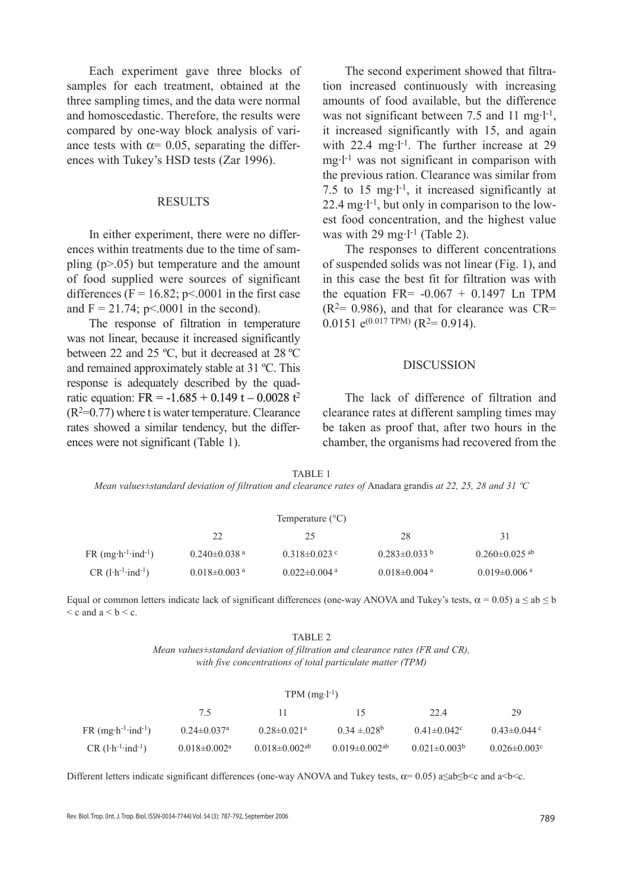Each experiment gave three blocks of samples for each treatment, obtained at the three sampling times, and the data were normal and homoscedastic. Therefore, the results were compared by one-way block analysis of variance tests with $\alpha = 0.05$, separating the differences with Tukey's HSD tests (Zar 1996).

## RESULTS

In either experiment, there were no differences within treatments due to the time of sampling ($p > .05$) but temperature and the amount of food supplied were sources of significant differences ($F = 16.82$; $p < .0001$ in the first case and $F = 21.74$; $p < .0001$ in the second).

The response of filtration in temperature was not linear, because it increased significantly between 22 and 25 ºC, but it decreased at 28 ºC and remained approximately stable at 31 ºC. This response is adequately described by the quadratic equation: $FR = -1.685 + 0.149\,t - 0.0028\,t^2$ ($R^2 = 0.77$) where t is water temperature. Clearance rates showed a similar tendency, but the differences were not significant (Table 1).

The second experiment showed that filtration increased continuously with increasing amounts of food available, but the difference was not significant between 7.5 and 11 $mg \cdot l^{-1}$, it increased significantly with 15, and again with 22.4 $mg \cdot l^{-1}$. The further increase at 29 $mg \cdot l^{-1}$ was not significant in comparison with the previous ration. Clearance was similar from 7.5 to 15 $mg \cdot l^{-1}$, it increased significantly at 22.4 $mg \cdot l^{-1}$, but only in comparison to the lowest food concentration, and the highest value was with 29 $mg \cdot l^{-1}$ (Table 2).

The responses to different concentrations of suspended solids was not linear (Fig. 1), and in this case the best fit for filtration was with the equation $FR = -0.067 + 0.1497 \ln TPM$ ($R^2 = 0.986$), and that for clearance was $CR = 0.0151\, e^{(0.017\, TPM)}$ ($R^2 = 0.914$).

## DISCUSSION

The lack of difference of filtration and clearance rates at different sampling times may be taken as proof that, after two hours in the chamber, the organisms had recovered from the

TABLE 1

*Mean values±standard deviation of filtration and clearance rates of* Anadara grandis *at 22, 25, 28 and 31 ºC*

| | Temperature (°C) | | | |
|---|---|---|---|---|
| | 22 | 25 | 28 | 31 |
| FR ($mg \cdot h^{-1} \cdot ind^{-1}$) | 0.240±0.038 [a] | 0.318±0.023 [c] | 0.283±0.033 [b] | 0.260±0.025 [ab] |
| CR ($l \cdot h^{-1} \cdot ind^{-1}$) | 0.018±0.003 [a] | 0.022±0.004 [a] | 0.018±0.004 [a] | 0.019±0.006 [a] |

Equal or common letters indicate lack of significant differences (one-way ANOVA and Tukey's tests, $\alpha = 0.05$) $a \leq ab \leq b < c$ and $a < b < c$.

TABLE 2

*Mean values±standard deviation of filtration and clearance rates (FR and CR), with five concentrations of total particulate matter (TPM)*

| | TPM ($mg \cdot l^{-1}$) | | | | |
|---|---|---|---|---|---|
| | 7.5 | 11 | 15 | 22.4 | 29 |
| FR ($mg \cdot h^{-1} \cdot ind^{-1}$) | 0.24±0.037[a] | 0.28±0.021[a] | 0.34 ±.028[b] | 0.41±0.042[c] | 0.43±0.044 [c] |
| CR ($l \cdot h^{-1} \cdot ind^{-1}$) | 0.018±0.002[a] | 0.018±0.002[ab] | 0.019±0.002[ab] | 0.021±0.003[b] | 0.026±0.003[c] |

Different letters indicate significant differences (one-way ANOVA and Tukey tests, $\alpha = 0.05$) $a \leq ab \leq b < c$ and $a < b < c$.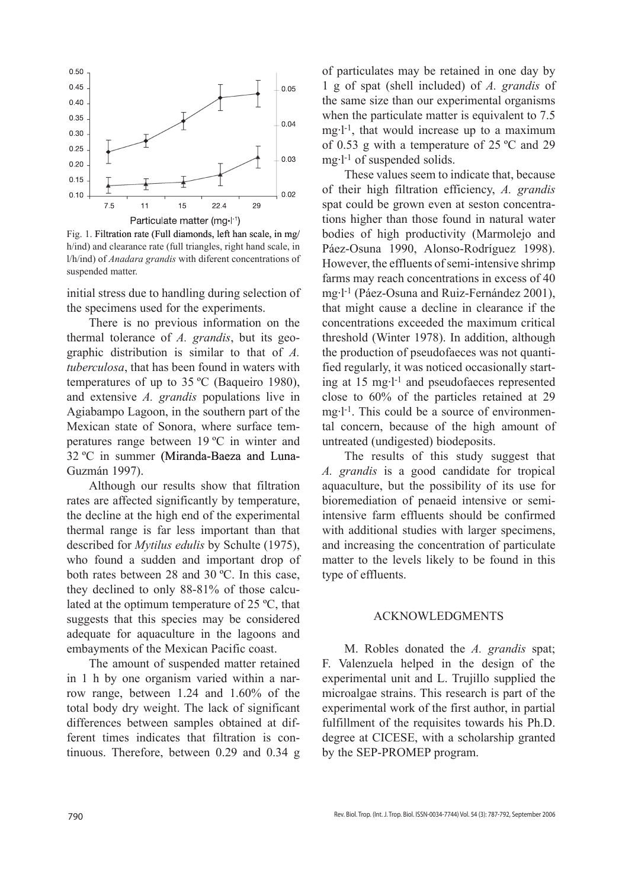Fig. 1. Filtration rate (Full diamonds, left han scale, in mg/h/ind) and clearance rate (full triangles, right hand scale, in l/h/ind) of *Anadara grandis* with diferent concentrations of suspended matter.

initial stress due to handling during selection of the specimens used for the experiments.

There is no previous information on the thermal tolerance of *A. grandis*, but its geographic distribution is similar to that of *A. tuberculosa*, that has been found in waters with temperatures of up to 35 ºC (Baqueiro 1980), and extensive *A. grandis* populations live in Agiabampo Lagoon, in the southern part of the Mexican state of Sonora, where surface temperatures range between 19 ºC in winter and 32 ºC in summer (Miranda-Baeza and Luna-Guzmán 1997).

Although our results show that filtration rates are affected significantly by temperature, the decline at the high end of the experimental thermal range is far less important than that described for *Mytilus edulis* by Schulte (1975), who found a sudden and important drop of both rates between 28 and 30 ºC. In this case, they declined to only 88-81% of those calculated at the optimum temperature of 25 ºC, that suggests that this species may be considered adequate for aquaculture in the lagoons and embayments of the Mexican Pacific coast.

The amount of suspended matter retained in 1 h by one organism varied within a narrow range, between 1.24 and 1.60% of the total body dry weight. The lack of significant differences between samples obtained at different times indicates that filtration is continuous. Therefore, between 0.29 and 0.34 g of particulates may be retained in one day by 1 g of spat (shell included) of *A. grandis* of the same size than our experimental organisms when the particulate matter is equivalent to 7.5 $mg \cdot l^{-1}$, that would increase up to a maximum of 0.53 g with a temperature of 25 ºC and 29 $mg \cdot l^{-1}$ of suspended solids.

These values seem to indicate that, because of their high filtration efficiency, *A. grandis* spat could be grown even at seston concentrations higher than those found in natural water bodies of high productivity (Marmolejo and Páez-Osuna 1990, Alonso-Rodríguez 1998). However, the effluents of semi-intensive shrimp farms may reach concentrations in excess of 40 $mg \cdot l^{-1}$ (Páez-Osuna and Ruiz-Fernández 2001), that might cause a decline in clearance if the concentrations exceeded the maximum critical threshold (Winter 1978). In addition, although the production of pseudofaeces was not quantified regularly, it was noticed occasionally starting at 15 $mg \cdot l^{-1}$ and pseudofaeces represented close to 60% of the particles retained at 29 $mg \cdot l^{-1}$. This could be a source of environmental concern, because of the high amount of untreated (undigested) biodeposits.

The results of this study suggest that *A. grandis* is a good candidate for tropical aquaculture, but the possibility of its use for bioremediation of penaeid intensive or semi-intensive farm effluents should be confirmed with additional studies with larger specimens, and increasing the concentration of particulate matter to the levels likely to be found in this type of effluents.

## ACKNOWLEDGMENTS

M. Robles donated the *A. grandis* spat; F. Valenzuela helped in the design of the experimental unit and L. Trujillo supplied the microalgae strains. This research is part of the experimental work of the first author, in partial fulfillment of the requisites towards his Ph.D. degree at CICESE, with a scholarship granted by the SEP-PROMEP program.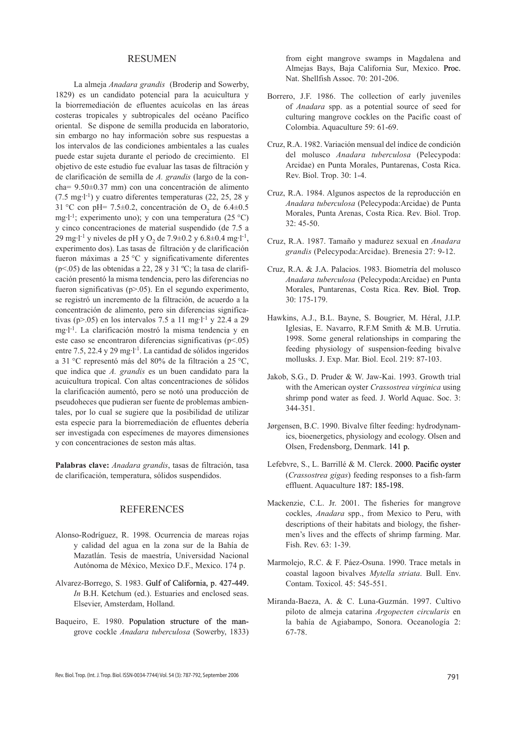## RESUMEN

La almeja *Anadara grandis* (Broderip and Sowerby, 1829) es un candidato potencial para la acuicultura y la biorremediación de efluentes acuícolas en las áreas costeras tropicales y subtropicales del océano Pacífico oriental. Se dispone de semilla producida en laboratorio, sin embargo no hay información sobre sus respuestas a los intervalos de las condiciones ambientales a las cuales puede estar sujeta durante el periodo de crecimiento. El objetivo de este estudio fue evaluar las tasas de filtración y de clarificación de semilla de *A. grandis* (largo de la concha= 9.50±0.37 mm) con una concentración de alimento (7.5 $mg \cdot l^{-1}$) y cuatro diferentes temperaturas (22, 25, 28 y 31 °C con pH= 7.5±0.2, concentración de $O_2$ de 6.4±0.5 $mg \cdot l^{-1}$; experimento uno); y con una temperatura (25 °C) y cinco concentraciones de material suspendido (de 7.5 a 29 $mg \cdot l^{-1}$ y niveles de pH y $O_2$ de 7.9±0.2 y 6.8±0.4 $mg \cdot l^{-1}$, experimento dos). Las tasas de filtración y de clarificación fueron máximas a 25 °C y significativamente diferentes ($p<.05$) de las obtenidas a 22, 28 y 31 ºC; la tasa de clarificación presentó la misma tendencia, pero las diferencias no fueron significativas ($p>.05$). En el segundo experimento, se registró un incremento de la filtración, de acuerdo a la concentración de alimento, pero sin diferencias significativas ($p>.05$) en los intervalos 7.5 a 11 $mg \cdot l^{-1}$ y 22.4 a 29 $mg \cdot l^{-1}$. La clarificación mostró la misma tendencia y en este caso se encontraron diferencias significativas ($p<.05$) entre 7.5, 22.4 y 29 $mg \cdot l^{-1}$. La cantidad de sólidos ingeridos a 31 °C representó más del 80% de la filtración a 25 °C, que indica que *A. grandis* es un buen candidato para la acuicultura tropical. Con altas concentraciones de sólidos la clarificación aumentó, pero se notó una producción de pseudoheces que pudieran ser fuente de problemas ambientales, por lo cual se sugiere que la posibilidad de utilizar esta especie para la biorremediación de efluentes debería ser investigada con especímenes de mayores dimensiones y con concentraciones de seston más altas.

**Palabras clave:** *Anadara grandis*, tasas de filtración, tasa de clarificación, temperatura, sólidos suspendidos.

## REFERENCES

Alonso-Rodríguez, R. 1998. Ocurrencia de mareas rojas y calidad del agua en la zona sur de la Bahía de Mazatlán. Tesis de maestría, Universidad Nacional Autónoma de México, Mexico D.F., Mexico. 174 p.

Alvarez-Borrego, S. 1983. Gulf of California, p. 427-449. *In* B.H. Ketchum (ed.). Estuaries and enclosed seas. Elsevier, Amsterdam, Holland.

Baqueiro, E. 1980. Population structure of the mangrove cockle *Anadara tuberculosa* (Sowerby, 1833) from eight mangrove swamps in Magdalena and Almejas Bays, Baja California Sur, Mexico. Proc. Nat. Shellfish Assoc. 70: 201-206.

Borrero, J.F. 1986. The collection of early juveniles of *Anadara* spp. as a potential source of seed for culturing mangrove cockles on the Pacific coast of Colombia. Aquaculture 59: 61-69.

Cruz, R.A. 1982. Variación mensual del índice de condición del molusco *Anadara tuberculosa* (Pelecypoda: Arcidae) en Punta Morales, Puntarenas, Costa Rica. Rev. Biol. Trop. 30: 1-4.

Cruz, R.A. 1984. Algunos aspectos de la reproducción en *Anadara tuberculosa* (Pelecypoda:Arcidae) de Punta Morales, Punta Arenas, Costa Rica. Rev. Biol. Trop. 32: 45-50.

Cruz, R.A. 1987. Tamaño y madurez sexual en *Anadara grandis* (Pelecypoda:Arcidae). Brenesia 27: 9-12.

Cruz, R.A. & J.A. Palacios. 1983. Biometría del molusco *Anadara tuberculosa* (Pelecypoda:Arcidae) en Punta Morales, Puntarenas, Costa Rica. Rev. Biol. Trop. 30: 175-179.

Hawkins, A.J., B.L. Bayne, S. Bougrier, M. Héral, J.I.P. Iglesias, E. Navarro, R.F.M Smith & M.B. Urrutia. 1998. Some general relationships in comparing the feeding physiology of suspension-feeding bivalve mollusks. J. Exp. Mar. Biol. Ecol. 219: 87-103.

Jakob, S.G., D. Pruder & W. Jaw-Kai. 1993. Growth trial with the American oyster *Crassostrea virginica* using shrimp pond water as feed. J. World Aquac. Soc. 3: 344-351.

Jørgensen, B.C. 1990. Bivalve filter feeding: hydrodynamics, bioenergetics, physiology and ecology. Olsen and Olsen, Fredensborg, Denmark. 141 p.

Lefebvre, S., L. Barrillé & M. Clerck. 2000. Pacific oyster (*Crassostrea gigas*) feeding responses to a fish-farm effluent. Aquaculture 187: 185-198.

Mackenzie, C.L. Jr. 2001. The fisheries for mangrove cockles, *Anadara* spp., from Mexico to Peru, with descriptions of their habitats and biology, the fishermen's lives and the effects of shrimp farming. Mar. Fish. Rev. 63: 1-39.

Marmolejo, R.C. & F. Páez-Osuna. 1990. Trace metals in coastal lagoon bivalves *Mytella striata*. Bull. Env. Contam. Toxicol. 45: 545-551.

Miranda-Baeza, A. & C. Luna-Guzmán. 1997. Cultivo piloto de almeja catarina *Argopecten circularis* en la bahía de Agiabampo, Sonora. Oceanología 2: 67-78.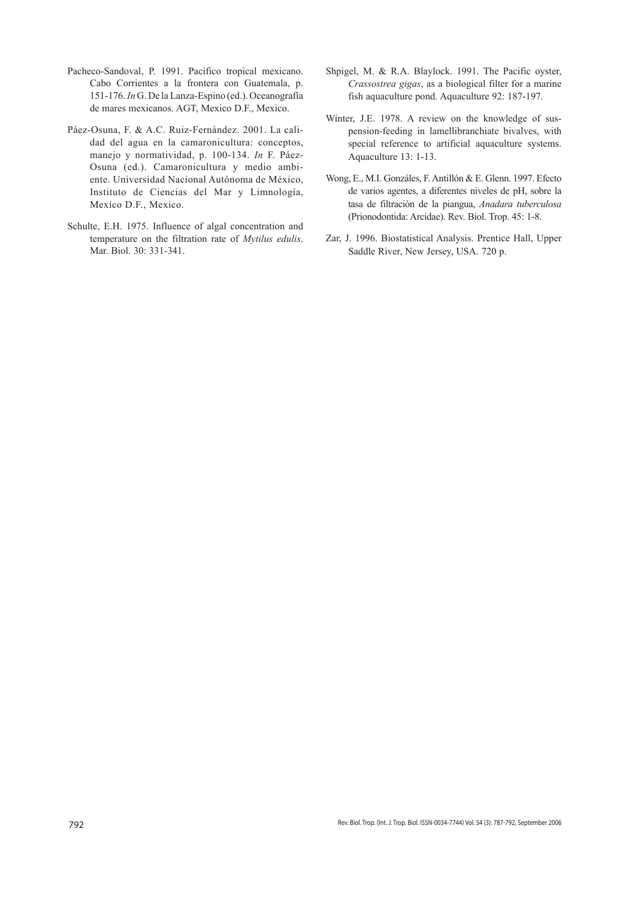Pacheco-Sandoval, P. 1991. Pacífico tropical mexicano. Cabo Corrientes a la frontera con Guatemala, p. 151-176. *In* G. De la Lanza-Espino (ed.). Oceanografía de mares mexicanos. AGT, Mexico D.F., Mexico.

Páez-Osuna, F. & A.C. Ruiz-Fernández. 2001. La calidad del agua en la camaronicultura: conceptos, manejo y normatividad, p. 100-134. *In* F. Páez-Osuna (ed.). Camaronicultura y medio ambiente. Universidad Nacional Autónoma de México, Instituto de Ciencias del Mar y Limnología, Mexico D.F., Mexico.

Schulte, E.H. 1975. Influence of algal concentration and temperature on the filtration rate of *Mytilus edulis*. Mar. Biol. 30: 331-341.

Shpigel, M. & R.A. Blaylock. 1991. The Pacific oyster, *Crassostrea gigas*, as a biological filter for a marine fish aquaculture pond. Aquaculture 92: 187-197.

Winter, J.E. 1978. A review on the knowledge of suspension-feeding in lamellibranchiate bivalves, with special reference to artificial aquaculture systems. Aquaculture 13: 1-13.

Wong, E., M.I. Gonzáles, F. Antillón & E. Glenn. 1997. Efecto de varios agentes, a diferentes niveles de pH, sobre la tasa de filtración de la piangua, *Anadara tuberculosa* (Prionodontida: Arcidae). Rev. Biol. Trop. 45: 1-8.

Zar, J. 1996. Biostatistical Analysis. Prentice Hall, Upper Saddle River, New Jersey, USA. 720 p.